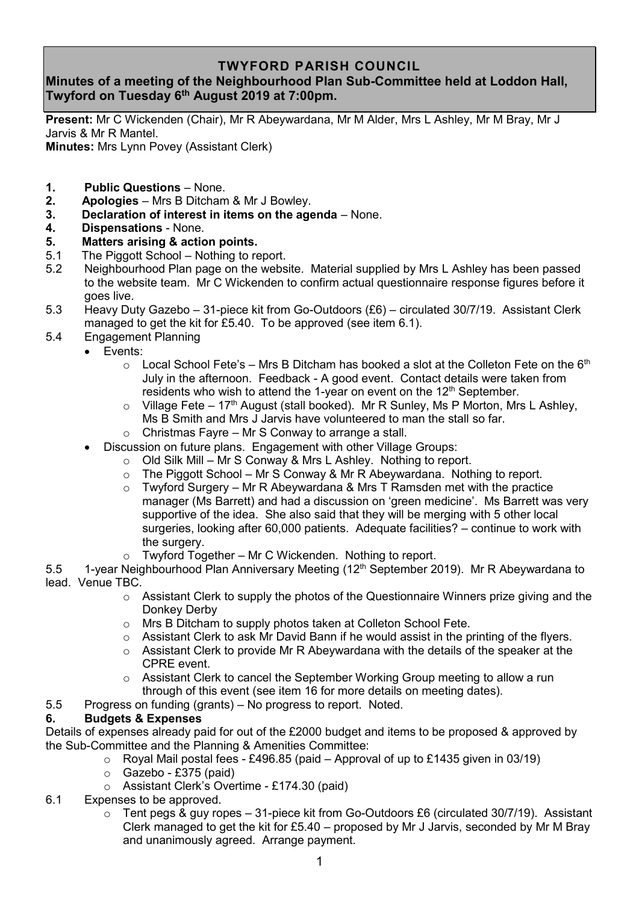# TWYFORD PARISH COUNCIL

## Minutes of a meeting of the Neighbourhood Plan Sub-Committee held at Loddon Hall, Twyford on Tuesday 6th August 2019 at 7:00pm.

**Present:** Mr C Wickenden (Chair), Mr R Abeywardana, Mr M Alder, Mrs L Ashley, Mr M Bray, Mr J Jarvis & Mr R Mantel.
**Minutes:** Mrs Lynn Povey (Assistant Clerk)

1. **Public Questions** – None.
2. **Apologies** – Mrs B Ditcham & Mr J Bowley.
3. **Declaration of interest in items on the agenda** – None.
4. **Dispensations** - None.
5. **Matters arising & action points.**

5.1 The Piggott School – Nothing to report.

5.2 Neighbourhood Plan page on the website. Material supplied by Mrs L Ashley has been passed to the website team. Mr C Wickenden to confirm actual questionnaire response figures before it goes live.

5.3 Heavy Duty Gazebo – 31-piece kit from Go-Outdoors (£6) – circulated 30/7/19. Assistant Clerk managed to get the kit for £5.40. To be approved (see item 6.1).

5.4 Engagement Planning

- Events:
  - Local School Fete's – Mrs B Ditcham has booked a slot at the Colleton Fete on the 6th July in the afternoon. Feedback - A good event. Contact details were taken from residents who wish to attend the 1-year on event on the 12th September.
  - Village Fete – 17th August (stall booked). Mr R Sunley, Ms P Morton, Mrs L Ashley, Ms B Smith and Mrs J Jarvis have volunteered to man the stall so far.
  - Christmas Fayre – Mr S Conway to arrange a stall.
- Discussion on future plans. Engagement with other Village Groups:
  - Old Silk Mill – Mr S Conway & Mrs L Ashley. Nothing to report.
  - The Piggott School – Mr S Conway & Mr R Abeywardana. Nothing to report.
  - Twyford Surgery – Mr R Abeywardana & Mrs T Ramsden met with the practice manager (Ms Barrett) and had a discussion on 'green medicine'. Ms Barrett was very supportive of the idea. She also said that they will be merging with 5 other local surgeries, looking after 60,000 patients. Adequate facilities? – continue to work with the surgery.
  - Twyford Together – Mr C Wickenden. Nothing to report.

5.5 1-year Neighbourhood Plan Anniversary Meeting (12th September 2019). Mr R Abeywardana to lead. Venue TBC.

- Assistant Clerk to supply the photos of the Questionnaire Winners prize giving and the Donkey Derby
- Mrs B Ditcham to supply photos taken at Colleton School Fete.
- Assistant Clerk to ask Mr David Bann if he would assist in the printing of the flyers.
- Assistant Clerk to provide Mr R Abeywardana with the details of the speaker at the CPRE event.
- Assistant Clerk to cancel the September Working Group meeting to allow a run through of this event (see item 16 for more details on meeting dates).

5.5 Progress on funding (grants) – No progress to report. Noted.

6. **Budgets & Expenses**

Details of expenses already paid for out of the £2000 budget and items to be proposed & approved by the Sub-Committee and the Planning & Amenities Committee:

- Royal Mail postal fees - £496.85 (paid – Approval of up to £1435 given in 03/19)
- Gazebo - £375 (paid)
- Assistant Clerk's Overtime - £174.30 (paid)

6.1 Expenses to be approved.

- Tent pegs & guy ropes – 31-piece kit from Go-Outdoors £6 (circulated 30/7/19). Assistant Clerk managed to get the kit for £5.40 – proposed by Mr J Jarvis, seconded by Mr M Bray and unanimously agreed. Arrange payment.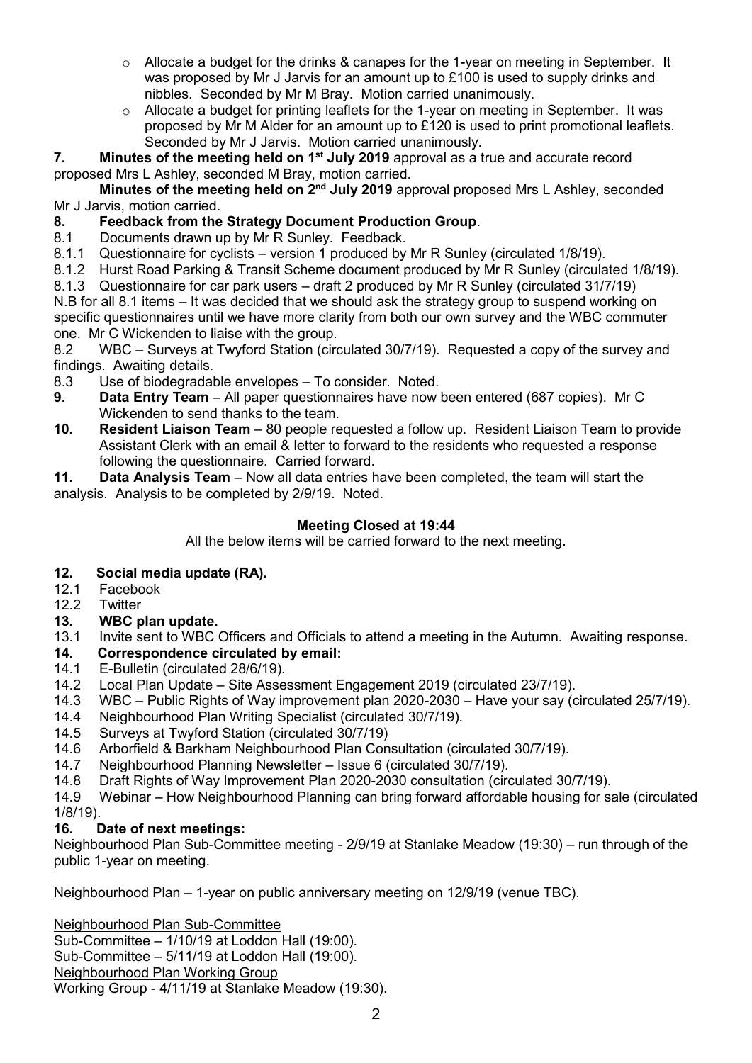- Allocate a budget for the drinks & canapes for the 1-year on meeting in September. It was proposed by Mr J Jarvis for an amount up to £100 is used to supply drinks and nibbles. Seconded by Mr M Bray. Motion carried unanimously.
- Allocate a budget for printing leaflets for the 1-year on meeting in September. It was proposed by Mr M Alder for an amount up to £120 is used to print promotional leaflets. Seconded by Mr J Jarvis. Motion carried unanimously.

**7. Minutes of the meeting held on 1st July 2019** approval as a true and accurate record proposed Mrs L Ashley, seconded M Bray, motion carried.

**Minutes of the meeting held on 2nd July 2019** approval proposed Mrs L Ashley, seconded Mr J Jarvis, motion carried.

**8. Feedback from the Strategy Document Production Group**.

8.1 Documents drawn up by Mr R Sunley. Feedback.

8.1.1 Questionnaire for cyclists – version 1 produced by Mr R Sunley (circulated 1/8/19).

8.1.2 Hurst Road Parking & Transit Scheme document produced by Mr R Sunley (circulated 1/8/19).

8.1.3 Questionnaire for car park users – draft 2 produced by Mr R Sunley (circulated 31/7/19)

N.B for all 8.1 items – It was decided that we should ask the strategy group to suspend working on specific questionnaires until we have more clarity from both our own survey and the WBC commuter one. Mr C Wickenden to liaise with the group.

8.2 WBC – Surveys at Twyford Station (circulated 30/7/19). Requested a copy of the survey and findings. Awaiting details.

8.3 Use of biodegradable envelopes – To consider. Noted.

**9. Data Entry Team** – All paper questionnaires have now been entered (687 copies). Mr C Wickenden to send thanks to the team.

**10. Resident Liaison Team** – 80 people requested a follow up. Resident Liaison Team to provide Assistant Clerk with an email & letter to forward to the residents who requested a response following the questionnaire. Carried forward.

**11. Data Analysis Team** – Now all data entries have been completed, the team will start the analysis. Analysis to be completed by 2/9/19. Noted.

**Meeting Closed at 19:44**

All the below items will be carried forward to the next meeting.

**12. Social media update (RA).**

12.1 Facebook

12.2 Twitter

**13. WBC plan update.**

13.1 Invite sent to WBC Officers and Officials to attend a meeting in the Autumn. Awaiting response.

**14. Correspondence circulated by email:**

14.1 E-Bulletin (circulated 28/6/19).

14.2 Local Plan Update – Site Assessment Engagement 2019 (circulated 23/7/19).

14.3 WBC – Public Rights of Way improvement plan 2020-2030 – Have your say (circulated 25/7/19).

14.4 Neighbourhood Plan Writing Specialist (circulated 30/7/19).

14.5 Surveys at Twyford Station (circulated 30/7/19)

14.6 Arborfield & Barkham Neighbourhood Plan Consultation (circulated 30/7/19).

14.7 Neighbourhood Planning Newsletter – Issue 6 (circulated 30/7/19).

14.8 Draft Rights of Way Improvement Plan 2020-2030 consultation (circulated 30/7/19).

14.9 Webinar – How Neighbourhood Planning can bring forward affordable housing for sale (circulated 1/8/19).

**16. Date of next meetings:**

Neighbourhood Plan Sub-Committee meeting - 2/9/19 at Stanlake Meadow (19:30) – run through of the public 1-year on meeting.

Neighbourhood Plan – 1-year on public anniversary meeting on 12/9/19 (venue TBC).

Neighbourhood Plan Sub-Committee

Sub-Committee – 1/10/19 at Loddon Hall (19:00).

Sub-Committee – 5/11/19 at Loddon Hall (19:00).

Neighbourhood Plan Working Group

Working Group - 4/11/19 at Stanlake Meadow (19:30).